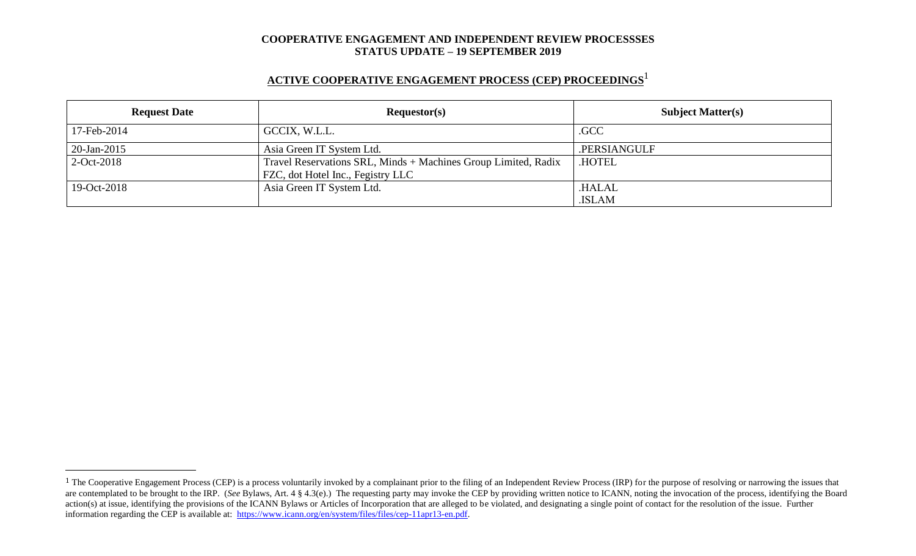**COOPERATIVE ENGAGEMENT AND INDEPENDENT REVIEW PROCESSSES**
**STATUS UPDATE – 19 SEPTEMBER 2019**

## ACTIVE COOPERATIVE ENGAGEMENT PROCESS (CEP) PROCEEDINGS[1]

| Request Date | Requestor(s) | Subject Matter(s) |
|---|---|---|
| 17-Feb-2014 | GCCIX, W.L.L. | .GCC |
| 20-Jan-2015 | Asia Green IT System Ltd. | .PERSIANGULF |
| 2-Oct-2018 | Travel Reservations SRL, Minds + Machines Group Limited, Radix FZC, dot Hotel Inc., Fegistry LLC | .HOTEL |
| 19-Oct-2018 | Asia Green IT System Ltd. | .HALAL<br>.ISLAM |

[1] The Cooperative Engagement Process (CEP) is a process voluntarily invoked by a complainant prior to the filing of an Independent Review Process (IRP) for the purpose of resolving or narrowing the issues that are contemplated to be brought to the IRP. (*See* Bylaws, Art. 4 § 4.3(e).) The requesting party may invoke the CEP by providing written notice to ICANN, noting the invocation of the process, identifying the Board action(s) at issue, identifying the provisions of the ICANN Bylaws or Articles of Incorporation that are alleged to be violated, and designating a single point of contact for the resolution of the issue. Further information regarding the CEP is available at: https://www.icann.org/en/system/files/files/cep-11apr13-en.pdf.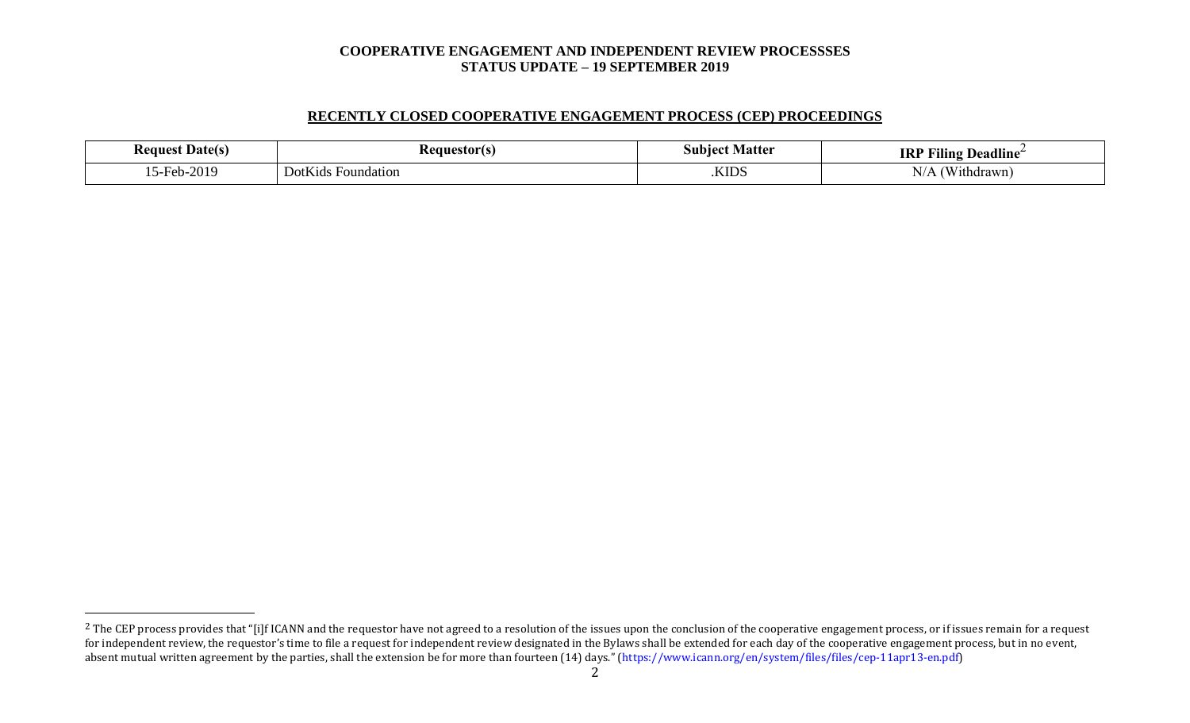**COOPERATIVE ENGAGEMENT AND INDEPENDENT REVIEW PROCESSSES**
**STATUS UPDATE – 19 SEPTEMBER 2019**

## RECENTLY CLOSED COOPERATIVE ENGAGEMENT PROCESS (CEP) PROCEEDINGS

| Request Date(s) | Requestor(s) | Subject Matter | IRP Filing Deadline[2] |
| --- | --- | --- | --- |
| 15-Feb-2019 | DotKids Foundation | .KIDS | N/A (Withdrawn) |

[2] The CEP process provides that "[i]f ICANN and the requestor have not agreed to a resolution of the issues upon the conclusion of the cooperative engagement process, or if issues remain for a request for independent review, the requestor's time to file a request for independent review designated in the Bylaws shall be extended for each day of the cooperative engagement process, but in no event, absent mutual written agreement by the parties, shall the extension be for more than fourteen (14) days." (https://www.icann.org/en/system/files/files/cep-11apr13-en.pdf)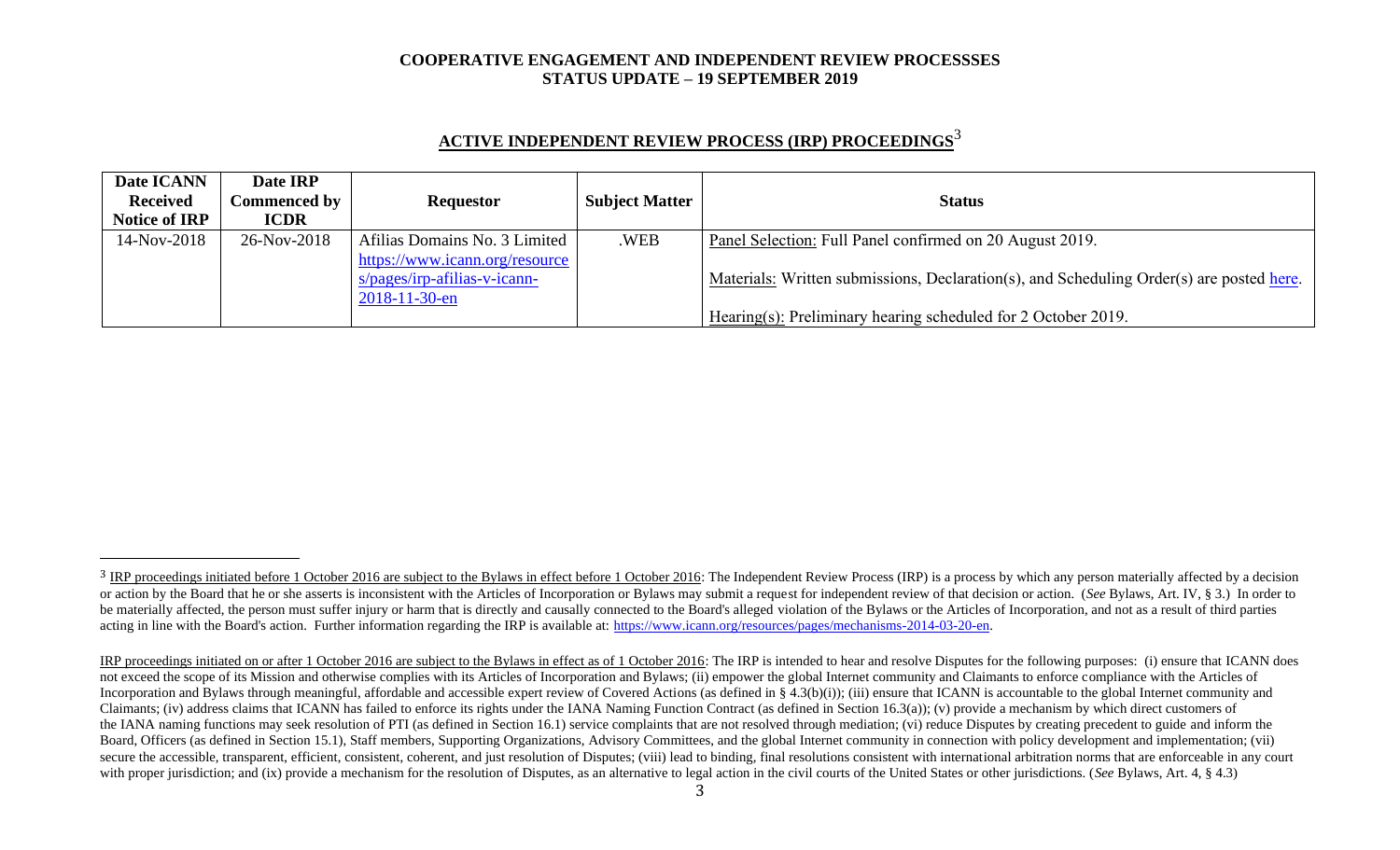**COOPERATIVE ENGAGEMENT AND INDEPENDENT REVIEW PROCESSSES**
**STATUS UPDATE – 19 SEPTEMBER 2019**

## ACTIVE INDEPENDENT REVIEW PROCESS (IRP) PROCEEDINGS[3]

| Date ICANN Received Notice of IRP | Date IRP Commenced by ICDR | Requestor | Subject Matter | Status |
|---|---|---|---|---|
| 14-Nov-2018 | 26-Nov-2018 | Afilias Domains No. 3 Limited https://www.icann.org/resources/pages/irp-afilias-v-icann-2018-11-30-en | .WEB | Panel Selection: Full Panel confirmed on 20 August 2019.<br><br>Materials: Written submissions, Declaration(s), and Scheduling Order(s) are posted here.<br><br>Hearing(s): Preliminary hearing scheduled for 2 October 2019. |

---

[3] IRP proceedings initiated before 1 October 2016 are subject to the Bylaws in effect before 1 October 2016: The Independent Review Process (IRP) is a process by which any person materially affected by a decision or action by the Board that he or she asserts is inconsistent with the Articles of Incorporation or Bylaws may submit a request for independent review of that decision or action. (*See* Bylaws, Art. IV, § 3.) In order to be materially affected, the person must suffer injury or harm that is directly and causally connected to the Board's alleged violation of the Bylaws or the Articles of Incorporation, and not as a result of third parties acting in line with the Board's action. Further information regarding the IRP is available at: https://www.icann.org/resources/pages/mechanisms-2014-03-20-en.

IRP proceedings initiated on or after 1 October 2016 are subject to the Bylaws in effect as of 1 October 2016: The IRP is intended to hear and resolve Disputes for the following purposes: (i) ensure that ICANN does not exceed the scope of its Mission and otherwise complies with its Articles of Incorporation and Bylaws; (ii) empower the global Internet community and Claimants to enforce compliance with the Articles of Incorporation and Bylaws through meaningful, affordable and accessible expert review of Covered Actions (as defined in § 4.3(b)(i)); (iii) ensure that ICANN is accountable to the global Internet community and Claimants; (iv) address claims that ICANN has failed to enforce its rights under the IANA Naming Function Contract (as defined in Section 16.3(a)); (v) provide a mechanism by which direct customers of the IANA naming functions may seek resolution of PTI (as defined in Section 16.1) service complaints that are not resolved through mediation; (vi) reduce Disputes by creating precedent to guide and inform the Board, Officers (as defined in Section 15.1), Staff members, Supporting Organizations, Advisory Committees, and the global Internet community in connection with policy development and implementation; (vii) secure the accessible, transparent, efficient, consistent, coherent, and just resolution of Disputes; (viii) lead to binding, final resolutions consistent with international arbitration norms that are enforceable in any court with proper jurisdiction; and (ix) provide a mechanism for the resolution of Disputes, as an alternative to legal action in the civil courts of the United States or other jurisdictions. (*See* Bylaws, Art. 4, § 4.3)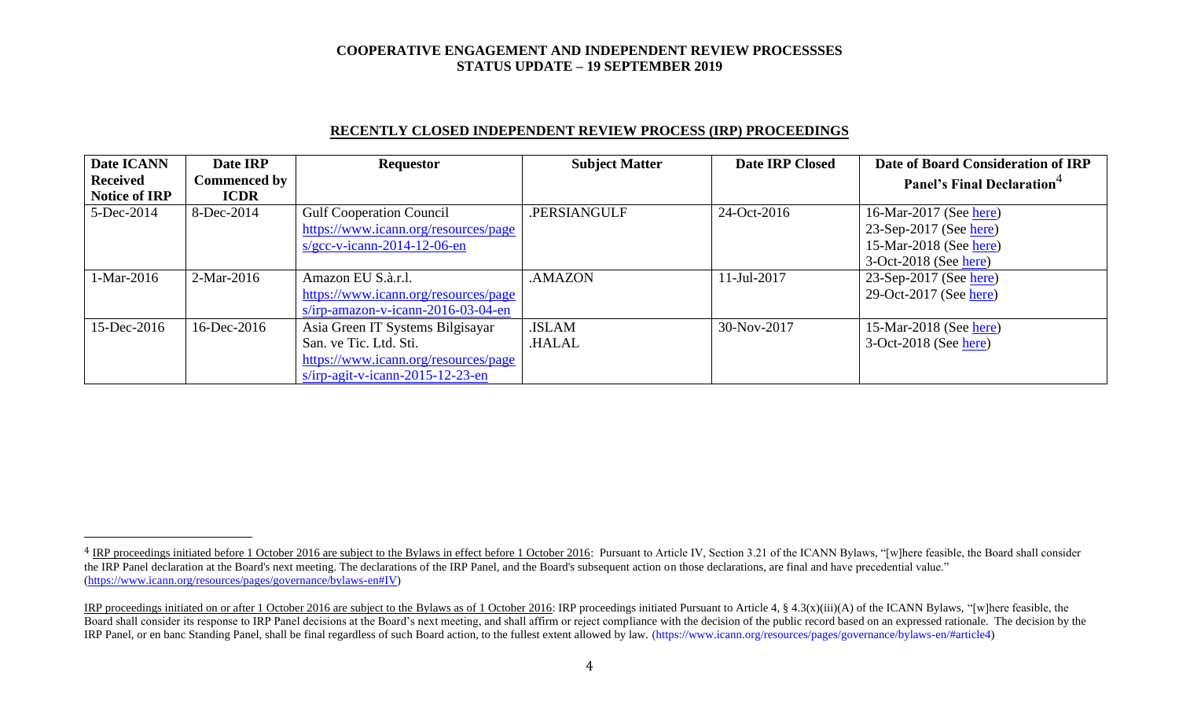## RECENTLY CLOSED INDEPENDENT REVIEW PROCESS (IRP) PROCEEDINGS

| Date ICANN Received Notice of IRP | Date IRP Commenced by ICDR | Requestor | Subject Matter | Date IRP Closed | Date of Board Consideration of IRP Panel's Final Declaration[4] |
|---|---|---|---|---|---|
| 5-Dec-2014 | 8-Dec-2014 | Gulf Cooperation Council https://www.icann.org/resources/pages/gcc-v-icann-2014-12-06-en | .PERSIANGULF | 24-Oct-2016 | 16-Mar-2017 (See here)<br>23-Sep-2017 (See here)<br>15-Mar-2018 (See here)<br>3-Oct-2018 (See here) |
| 1-Mar-2016 | 2-Mar-2016 | Amazon EU S.à.r.l. https://www.icann.org/resources/pages/irp-amazon-v-icann-2016-03-04-en | .AMAZON | 11-Jul-2017 | 23-Sep-2017 (See here)<br>29-Oct-2017 (See here) |
| 15-Dec-2016 | 16-Dec-2016 | Asia Green IT Systems Bilgisayar San. ve Tic. Ltd. Sti. https://www.icann.org/resources/pages/irp-agit-v-icann-2015-12-23-en | .ISLAM<br>.HALAL | 30-Nov-2017 | 15-Mar-2018 (See here)<br>3-Oct-2018 (See here) |

[4] IRP proceedings initiated before 1 October 2016 are subject to the Bylaws in effect before 1 October 2016: Pursuant to Article IV, Section 3.21 of the ICANN Bylaws, "[w]here feasible, the Board shall consider the IRP Panel declaration at the Board's next meeting. The declarations of the IRP Panel, and the Board's subsequent action on those declarations, are final and have precedential value." (https://www.icann.org/resources/pages/governance/bylaws-en#IV)

IRP proceedings initiated on or after 1 October 2016 are subject to the Bylaws as of 1 October 2016: IRP proceedings initiated Pursuant to Article 4, § 4.3(x)(iii)(A) of the ICANN Bylaws, "[w]here feasible, the Board shall consider its response to IRP Panel decisions at the Board's next meeting, and shall affirm or reject compliance with the decision of the public record based on an expressed rationale. The decision by the IRP Panel, or en banc Standing Panel, shall be final regardless of such Board action, to the fullest extent allowed by law. (https://www.icann.org/resources/pages/governance/bylaws-en/#article4)